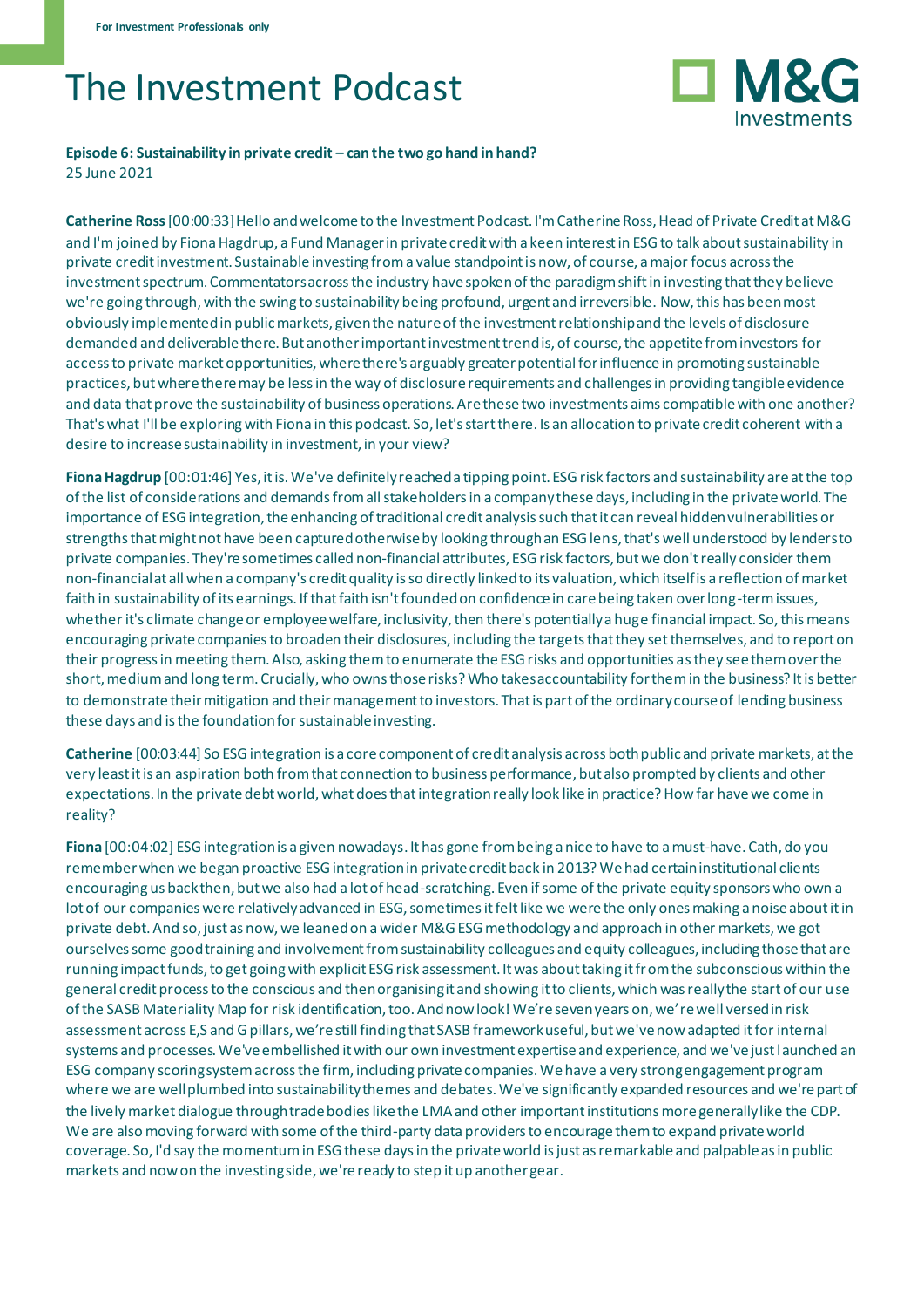For Investment Professionals only

# The Investment Podcast

**Episode 6: Sustainability in private credit – can the two go hand in hand?**
25 June 2021

**Catherine Ross** [00:00:33] Hello and welcome to the Investment Podcast. I'm Catherine Ross, Head of Private Credit at M&G and I'm joined by Fiona Hagdrup, a Fund Manager in private credit with a keen interest in ESG to talk about sustainability in private credit investment. Sustainable investing from a value standpoint is now, of course, a major focus across the investment spectrum. Commentators across the industry have spoken of the paradigm shift in investing that they believe we're going through, with the swing to sustainability being profound, urgent and irreversible. Now, this has been most obviously implemented in public markets, given the nature of the investment relationship and the levels of disclosure demanded and deliverable there. But another important investment trend is, of course, the appetite from investors for access to private market opportunities, where there's arguably greater potential for influence in promoting sustainable practices, but where there may be less in the way of disclosure requirements and challenges in providing tangible evidence and data that prove the sustainability of business operations. Are these two investments aims compatible with one another? That's what I'll be exploring with Fiona in this podcast. So, let's start there. Is an allocation to private credit coherent with a desire to increase sustainability in investment, in your view?

**Fiona Hagdrup** [00:01:46] Yes, it is. We've definitely reached a tipping point. ESG risk factors and sustainability are at the top of the list of considerations and demands from all stakeholders in a company these days, including in the private world. The importance of ESG integration, the enhancing of traditional credit analysis such that it can reveal hidden vulnerabilities or strengths that might not have been captured otherwise by looking through an ESG lens, that's well understood by lenders to private companies. They're sometimes called non-financial attributes, ESG risk factors, but we don't really consider them non-financial at all when a company's credit quality is so directly linked to its valuation, which itself is a reflection of market faith in sustainability of its earnings. If that faith isn't founded on confidence in care being taken over long-term issues, whether it's climate change or employee welfare, inclusivity, then there's potentially a huge financial impact. So, this means encouraging private companies to broaden their disclosures, including the targets that they set themselves, and to report on their progress in meeting them. Also, asking them to enumerate the ESG risks and opportunities as they see them over the short, medium and long term. Crucially, who owns those risks? Who takes accountability for them in the business? It is better to demonstrate their mitigation and their management to investors. That is part of the ordinary course of lending business these days and is the foundation for sustainable investing.

**Catherine** [00:03:44] So ESG integration is a core component of credit analysis across both public and private markets, at the very least it is an aspiration both from that connection to business performance, but also prompted by clients and other expectations. In the private debt world, what does that integration really look like in practice? How far have we come in reality?

**Fiona** [00:04:02] ESG integration is a given nowadays. It has gone from being a nice to have to a must-have. Cath, do you remember when we began proactive ESG integration in private credit back in 2013? We had certain institutional clients encouraging us back then, but we also had a lot of head-scratching. Even if some of the private equity sponsors who own a lot of our companies were relatively advanced in ESG, sometimes it felt like we were the only ones making a noise about it in private debt. And so, just as now, we leaned on a wider M&G ESG methodology and approach in other markets, we got ourselves some good training and involvement from sustainability colleagues and equity colleagues, including those that are running impact funds, to get going with explicit ESG risk assessment. It was about taking it from the subconscious within the general credit process to the conscious and then organising it and showing it to clients, which was really the start of our use of the SASB Materiality Map for risk identification, too. And now look! We're seven years on, we're well versed in risk assessment across E,S and G pillars, we're still finding that SASB framework useful, but we've now adapted it for internal systems and processes. We've embellished it with our own investment expertise and experience, and we've just launched an ESG company scoring system across the firm, including private companies. We have a very strong engagement program where we are well plumbed into sustainability themes and debates. We've significantly expanded resources and we're part of the lively market dialogue through trade bodies like the LMA and other important institutions more generally like the CDP. We are also moving forward with some of the third-party data providers to encourage them to expand private world coverage. So, I'd say the momentum in ESG these days in the private world is just as remarkable and palpable as in public markets and now on the investing side, we're ready to step it up another gear.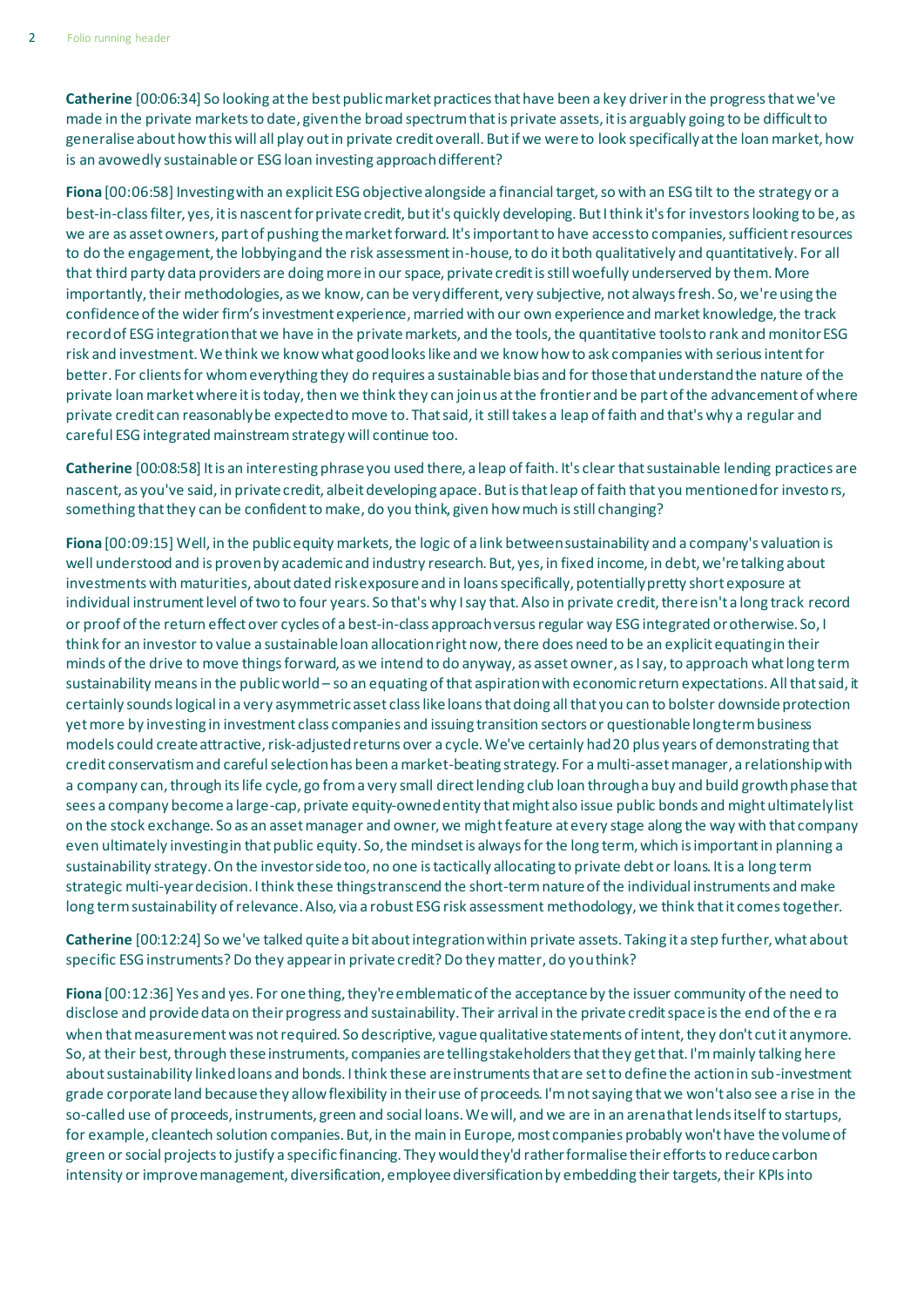**Catherine** [00:06:34] So looking at the best public market practices that have been a key driver in the progress that we've made in the private markets to date, given the broad spectrum that is private assets, it is arguably going to be difficult to generalise about how this will all play out in private credit overall. But if we were to look specifically at the loan market, how is an avowedly sustainable or ESG loan investing approach different?

**Fiona** [00:06:58] Investing with an explicit ESG objective alongside a financial target, so with an ESG tilt to the strategy or a best-in-class filter, yes, it is nascent for private credit, but it's quickly developing. But I think it's for investors looking to be, as we are as asset owners, part of pushing the market forward. It's important to have access to companies, sufficient resources to do the engagement, the lobbying and the risk assessment in-house, to do it both qualitatively and quantitatively. For all that third party data providers are doing more in our space, private credit is still woefully underserved by them. More importantly, their methodologies, as we know, can be very different, very subjective, not always fresh. So, we're using the confidence of the wider firm's investment experience, married with our own experience and market knowledge, the track record of ESG integration that we have in the private markets, and the tools, the quantitative tools to rank and monitor ESG risk and investment. We think we know what good looks like and we know how to ask companies with serious intent for better. For clients for whom everything they do requires a sustainable bias and for those that understand the nature of the private loan market where it is today, then we think they can join us at the frontier and be part of the advancement of where private credit can reasonably be expected to move to. That said, it still takes a leap of faith and that's why a regular and careful ESG integrated mainstream strategy will continue too.

**Catherine** [00:08:58] It is an interesting phrase you used there, a leap of faith. It's clear that sustainable lending practices are nascent, as you've said, in private credit, albeit developing apace. But is that leap of faith that you mentioned for investors, something that they can be confident to make, do you think, given how much is still changing?

**Fiona** [00:09:15] Well, in the public equity markets, the logic of a link between sustainability and a company's valuation is well understood and is proven by academic and industry research. But, yes, in fixed income, in debt, we're talking about investments with maturities, about dated risk exposure and in loans specifically, potentially pretty short exposure at individual instrument level of two to four years. So that's why I say that. Also in private credit, there isn't a long track record or proof of the return effect over cycles of a best-in-class approach versus regular way ESG integrated or otherwise. So, I think for an investor to value a sustainable loan allocation right now, there does need to be an explicit equating in their minds of the drive to move things forward, as we intend to do anyway, as asset owner, as I say, to approach what long term sustainability means in the public world – so an equating of that aspiration with economic return expectations. All that said, it certainly sounds logical in a very asymmetric asset class like loans that doing all that you can to bolster downside protection yet more by investing in investment class companies and issuing transition sectors or questionable long term business models could create attractive, risk-adjusted returns over a cycle. We've certainly had 20 plus years of demonstrating that credit conservatism and careful selection has been a market-beating strategy. For a multi-asset manager, a relationship with a company can, through its life cycle, go from a very small direct lending club loan through a buy and build growth phase that sees a company become a large-cap, private equity-owned entity that might also issue public bonds and might ultimately list on the stock exchange. So as an asset manager and owner, we might feature at every stage along the way with that company even ultimately investing in that public equity. So, the mindset is always for the long term, which is important in planning a sustainability strategy. On the investor side too, no one is tactically allocating to private debt or loans. It is a long term strategic multi-year decision. I think these things transcend the short-term nature of the individual instruments and make long term sustainability of relevance. Also, via a robust ESG risk assessment methodology, we think that it comes together.

**Catherine** [00:12:24] So we've talked quite a bit about integration within private assets. Taking it a step further, what about specific ESG instruments? Do they appear in private credit? Do they matter, do you think?

**Fiona** [00:12:36] Yes and yes. For one thing, they're emblematic of the acceptance by the issuer community of the need to disclose and provide data on their progress and sustainability. Their arrival in the private credit space is the end of the era when that measurement was not required. So descriptive, vague qualitative statements of intent, they don't cut it anymore. So, at their best, through these instruments, companies are telling stakeholders that they get that. I'm mainly talking here about sustainability linked loans and bonds. I think these are instruments that are set to define the action in sub-investment grade corporate land because they allow flexibility in their use of proceeds. I'm not saying that we won't also see a rise in the so-called use of proceeds, instruments, green and social loans. We will, and we are in an arena that lends itself to startups, for example, cleantech solution companies. But, in the main in Europe, most companies probably won't have the volume of green or social projects to justify a specific financing. They would they'd rather formalise their efforts to reduce carbon intensity or improve management, diversification, employee diversification by embedding their targets, their KPIs into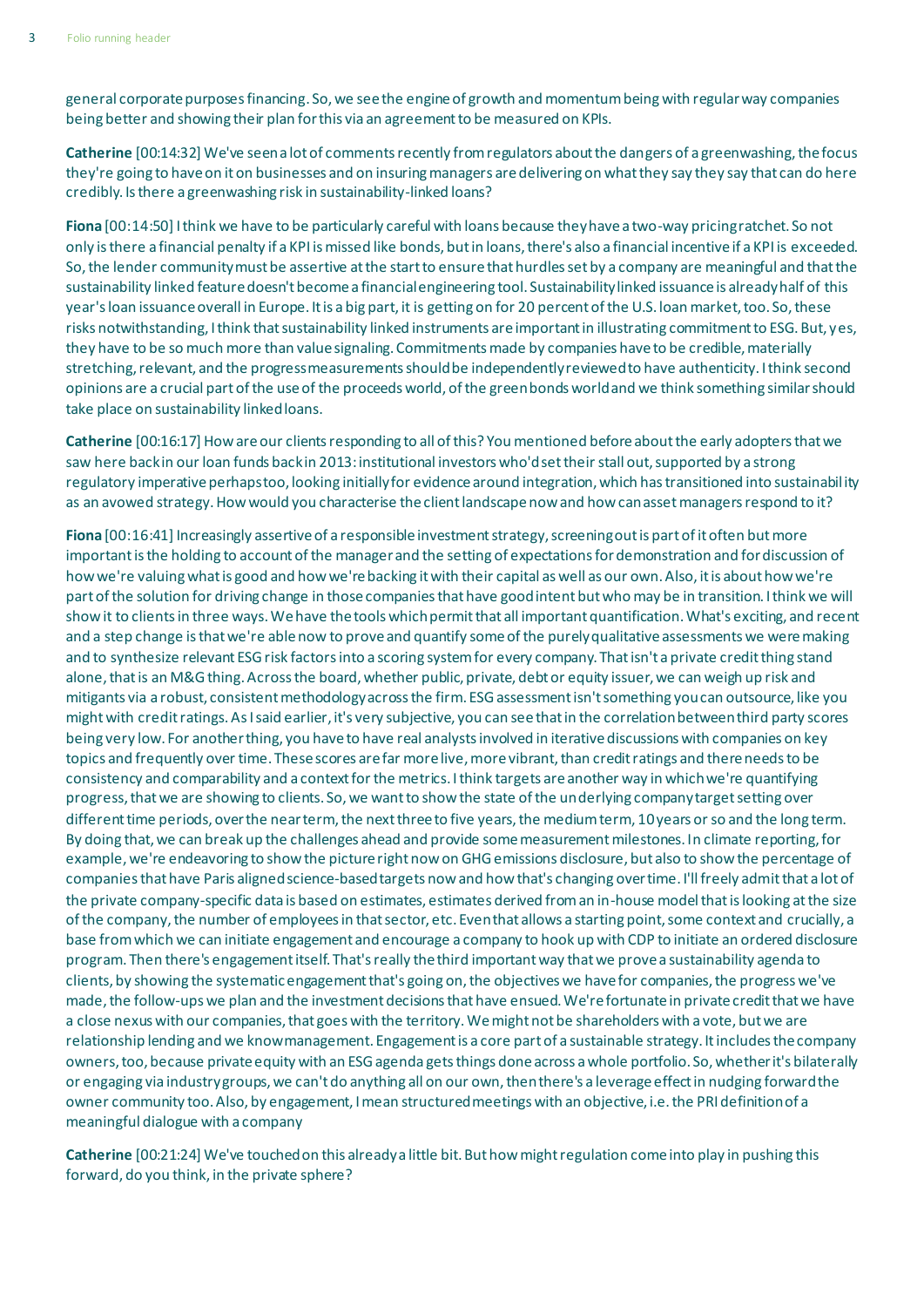general corporate purposes financing. So, we see the engine of growth and momentum being with regular way companies being better and showing their plan for this via an agreement to be measured on KPIs.

**Catherine** [00:14:32] We've seen a lot of comments recently from regulators about the dangers of a greenwashing, the focus they're going to have on it on businesses and on insuring managers are delivering on what they say they say that can do here credibly. Is there a greenwashing risk in sustainability-linked loans?

**Fiona** [00:14:50] I think we have to be particularly careful with loans because they have a two-way pricing ratchet. So not only is there a financial penalty if a KPI is missed like bonds, but in loans, there's also a financial incentive if a KPI is exceeded. So, the lender community must be assertive at the start to ensure that hurdles set by a company are meaningful and that the sustainability linked feature doesn't become a financial engineering tool. Sustainability linked issuance is already half of this year's loan issuance overall in Europe. It is a big part, it is getting on for 20 percent of the U.S. loan market, too. So, these risks notwithstanding, I think that sustainability linked instruments are important in illustrating commitment to ESG. But, yes, they have to be so much more than value signaling. Commitments made by companies have to be credible, materially stretching, relevant, and the progress measurements should be independently reviewed to have authenticity. I think second opinions are a crucial part of the use of the proceeds world, of the green bonds world and we think something similar should take place on sustainability linked loans.

**Catherine** [00:16:17] How are our clients responding to all of this? You mentioned before about the early adopters that we saw here back in our loan funds back in 2013: institutional investors who'd set their stall out, supported by a strong regulatory imperative perhaps too, looking initially for evidence around integration, which has transitioned into sustainability as an avowed strategy. How would you characterise the client landscape now and how can asset managers respond to it?

**Fiona** [00:16:41] Increasingly assertive of a responsible investment strategy, screening out is part of it often but more important is the holding to account of the manager and the setting of expectations for demonstration and for discussion of how we're valuing what is good and how we're backing it with their capital as well as our own. Also, it is about how we're part of the solution for driving change in those companies that have good intent but who may be in transition. I think we will show it to clients in three ways. We have the tools which permit that all important quantification. What's exciting, and recent and a step change is that we're able now to prove and quantify some of the purely qualitative assessments we were making and to synthesize relevant ESG risk factors into a scoring system for every company. That isn't a private credit thing stand alone, that is an M&G thing. Across the board, whether public, private, debt or equity issuer, we can weigh up risk and mitigants via a robust, consistent methodology across the firm. ESG assessment isn't something you can outsource, like you might with credit ratings. As I said earlier, it's very subjective, you can see that in the correlation between third party scores being very low. For another thing, you have to have real analysts involved in iterative discussions with companies on key topics and frequently over time. These scores are far more live, more vibrant, than credit ratings and there needs to be consistency and comparability and a context for the metrics. I think targets are another way in which we're quantifying progress, that we are showing to clients. So, we want to show the state of the underlying company target setting over different time periods, over the near term, the next three to five years, the medium term, 10 years or so and the long term. By doing that, we can break up the challenges ahead and provide some measurement milestones. In climate reporting, for example, we're endeavoring to show the picture right now on GHG emissions disclosure, but also to show the percentage of companies that have Paris aligned science-based targets now and how that's changing over time. I'll freely admit that a lot of the private company-specific data is based on estimates, estimates derived from an in-house model that is looking at the size of the company, the number of employees in that sector, etc. Even that allows a starting point, some context and crucially, a base from which we can initiate engagement and encourage a company to hook up with CDP to initiate an ordered disclosure program. Then there's engagement itself. That's really the third important way that we prove a sustainability agenda to clients, by showing the systematic engagement that's going on, the objectives we have for companies, the progress we've made, the follow-ups we plan and the investment decisions that have ensued. We're fortunate in private credit that we have a close nexus with our companies, that goes with the territory. We might not be shareholders with a vote, but we are relationship lending and we know management. Engagement is a core part of a sustainable strategy. It includes the company owners, too, because private equity with an ESG agenda gets things done across a whole portfolio. So, whether it's bilaterally or engaging via industry groups, we can't do anything all on our own, then there's a leverage effect in nudging forward the owner community too. Also, by engagement, I mean structured meetings with an objective, i.e. the PRI definition of a meaningful dialogue with a company

**Catherine** [00:21:24] We've touched on this already a little bit. But how might regulation come into play in pushing this forward, do you think, in the private sphere?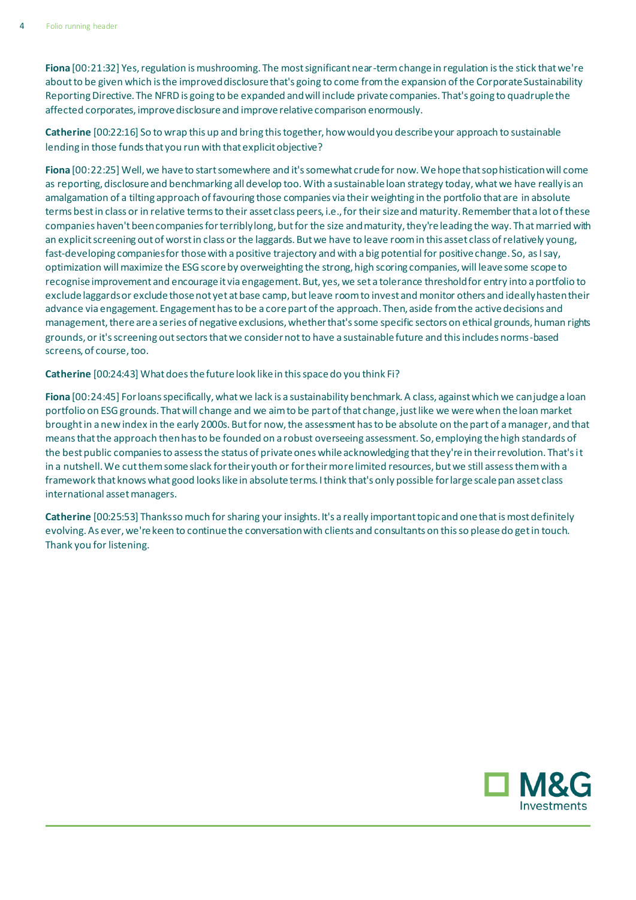**Fiona** [00:21:32] Yes, regulation is mushrooming. The most significant near-term change in regulation is the stick that we're about to be given which is the improved disclosure that's going to come from the expansion of the Corporate Sustainability Reporting Directive. The NFRD is going to be expanded and will include private companies. That's going to quadruple the affected corporates, improve disclosure and improve relative comparison enormously.

**Catherine** [00:22:16] So to wrap this up and bring this together, how would you describe your approach to sustainable lending in those funds that you run with that explicit objective?

**Fiona** [00:22:25] Well, we have to start somewhere and it's somewhat crude for now. We hope that sophistication will come as reporting, disclosure and benchmarking all develop too. With a sustainable loan strategy today, what we have really is an amalgamation of a tilting approach of favouring those companies via their weighting in the portfolio that are in absolute terms best in class or in relative terms to their asset class peers, i.e., for their size and maturity. Remember that a lot of these companies haven't been companies for terribly long, but for the size and maturity, they're leading the way. That married with an explicit screening out of worst in class or the laggards. But we have to leave room in this asset class of relatively young, fast-developing companies for those with a positive trajectory and with a big potential for positive change. So, as I say, optimization will maximize the ESG score by overweighting the strong, high scoring companies, will leave some scope to recognise improvement and encourage it via engagement. But, yes, we set a tolerance threshold for entry into a portfolio to exclude laggards or exclude those not yet at base camp, but leave room to invest and monitor others and ideally hasten their advance via engagement. Engagement has to be a core part of the approach. Then, aside from the active decisions and management, there are a series of negative exclusions, whether that's some specific sectors on ethical grounds, human rights grounds, or it's screening out sectors that we consider not to have a sustainable future and this includes norms-based screens, of course, too.

**Catherine** [00:24:43] What does the future look like in this space do you think Fi?

**Fiona** [00:24:45] For loans specifically, what we lack is a sustainability benchmark. A class, against which we can judge a loan portfolio on ESG grounds. That will change and we aim to be part of that change, just like we were when the loan market brought in a new index in the early 2000s. But for now, the assessment has to be absolute on the part of a manager, and that means that the approach then has to be founded on a robust overseeing assessment. So, employing the high standards of the best public companies to assess the status of private ones while acknowledging that they're in their revolution. That's it in a nutshell. We cut them some slack for their youth or for their more limited resources, but we still assess them with a framework that knows what good looks like in absolute terms. I think that's only possible for large scale pan asset class international asset managers.

**Catherine** [00:25:53] Thanks so much for sharing your insights. It's a really important topic and one that is most definitely evolving. As ever, we're keen to continue the conversation with clients and consultants on this so please do get in touch. Thank you for listening.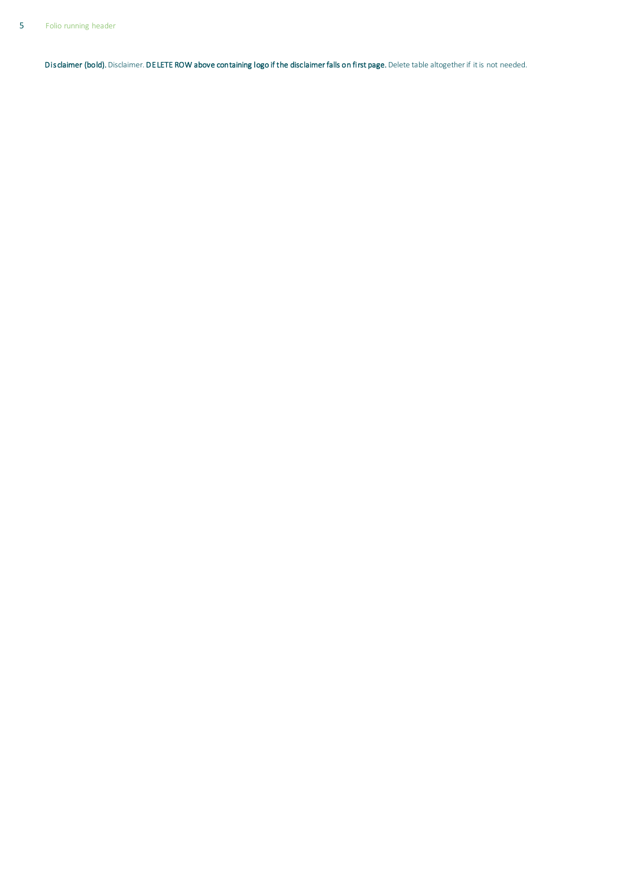**Disclaimer (bold).** Disclaimer. **DELETE ROW above containing logo if the disclaimer falls on first page.** Delete table altogether if it is not needed.